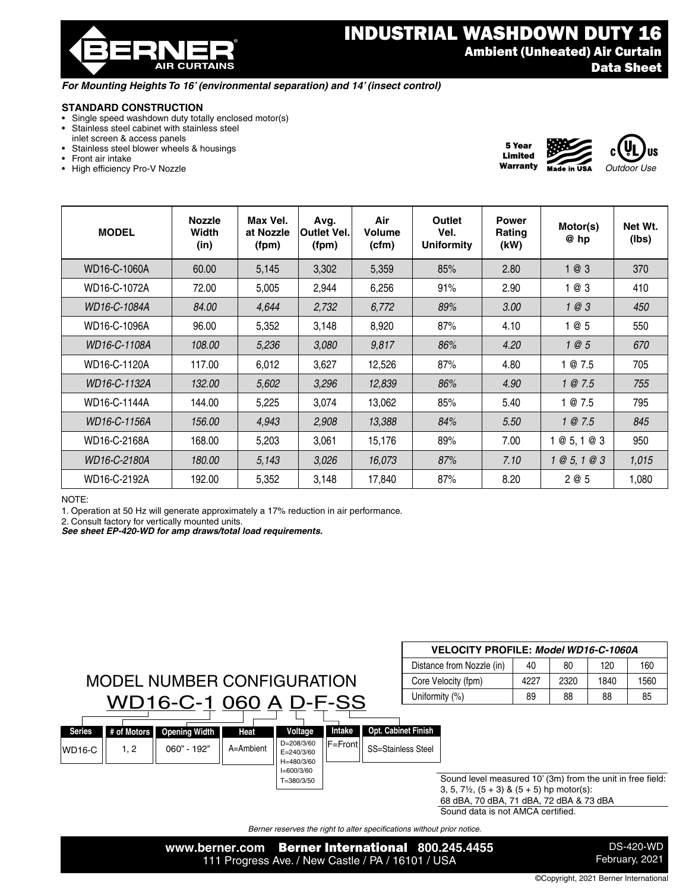# INDUSTRIAL WASHDOWN DUTY 16

## Ambient (Unheated) Air Curtain

## Data Sheet

BERNER AIR CURTAINS

*For Mounting Heights To 16' (environmental separation) and 14' (insect control)*

**STANDARD CONSTRUCTION**

- Single speed washdown duty totally enclosed motor(s)
- Stainless steel cabinet with stainless steel inlet screen & access panels
- Stainless steel blower wheels & housings
- Front air intake
- High efficiency Pro-V Nozzle

5 Year Limited Warranty — Made in USA — c UL us *Outdoor Use*

| MODEL | Nozzle Width (in) | Max Vel. at Nozzle (fpm) | Avg. Outlet Vel. (fpm) | Air Volume (cfm) | Outlet Vel. Uniformity | Power Rating (kW) | Motor(s) @ hp | Net Wt. (lbs) |
|---|---|---|---|---|---|---|---|---|
| WD16-C-1060A | 60.00 | 5,145 | 3,302 | 5,359 | 85% | 2.80 | 1 @ 3 | 370 |
| WD16-C-1072A | 72.00 | 5,005 | 2,944 | 6,256 | 91% | 2.90 | 1 @ 3 | 410 |
| *WD16-C-1084A* | *84.00* | *4,644* | *2,732* | *6,772* | *89%* | *3.00* | *1 @ 3* | *450* |
| WD16-C-1096A | 96.00 | 5,352 | 3,148 | 8,920 | 87% | 4.10 | 1 @ 5 | 550 |
| *WD16-C-1108A* | *108.00* | *5,236* | *3,080* | *9,817* | *86%* | *4.20* | *1 @ 5* | *670* |
| WD16-C-1120A | 117.00 | 6,012 | 3,627 | 12,526 | 87% | 4.80 | 1 @ 7.5 | 705 |
| *WD16-C-1132A* | *132.00* | *5,602* | *3,296* | *12,839* | *86%* | *4.90* | *1 @ 7.5* | *755* |
| WD16-C-1144A | 144.00 | 5,225 | 3,074 | 13,062 | 85% | 5.40 | 1 @ 7.5 | 795 |
| *WD16-C-1156A* | *156.00* | *4,943* | *2,908* | *13,388* | *84%* | *5.50* | *1 @ 7.5* | *845* |
| WD16-C-2168A | 168.00 | 5,203 | 3,061 | 15,176 | 89% | 7.00 | 1 @ 5, 1 @ 3 | 950 |
| *WD16-C-2180A* | *180.00* | *5,143* | *3,026* | *16,073* | *87%* | *7.10* | *1 @ 5, 1 @ 3* | *1,015* |
| WD16-C-2192A | 192.00 | 5,352 | 3,148 | 17,840 | 87% | 8.20 | 2 @ 5 | 1,080 |

NOTE:

1. Operation at 50 Hz will generate approximately a 17% reduction in air performance.
2. Consult factory for vertically mounted units.

***See sheet EP-420-WD for amp draws/total load requirements.***

| VELOCITY PROFILE: *Model WD16-C-1060A* | | | | |
|---|---|---|---|---|
| Distance from Nozzle (in) | 40 | 80 | 120 | 160 |
| Core Velocity (fpm) | 4227 | 2320 | 1840 | 1560 |
| Uniformity (%) | 89 | 88 | 88 | 85 |

## MODEL NUMBER CONFIGURATION

WD16-C-1 060 A D-F-SS

| Series | # of Motors | Opening Width | Heat | Voltage | Intake | Opt. Cabinet Finish |
|---|---|---|---|---|---|---|
| WD16-C | 1, 2 | 060" - 192" | A=Ambient | D=208/3/60<br>E=240/3/60<br>H=480/3/60<br>I=600/3/60<br>T=380/3/50 | F=Front | SS=Stainless Steel |

Sound level measured 10' (3m) from the unit in free field:
3, 5, 7½, (5 + 3) & (5 + 5) hp motor(s):
68 dBA, 70 dBA, 71 dBA, 72 dBA & 73 dBA
Sound data is not AMCA certified.

*Berner reserves the right to alter specifications without prior notice.*

www.berner.com **Berner International** 800.245.4455
111 Progress Ave. / New Castle / PA / 16101 / USA

DS-420-WD
February, 2021

©Copyright, 2021 Berner International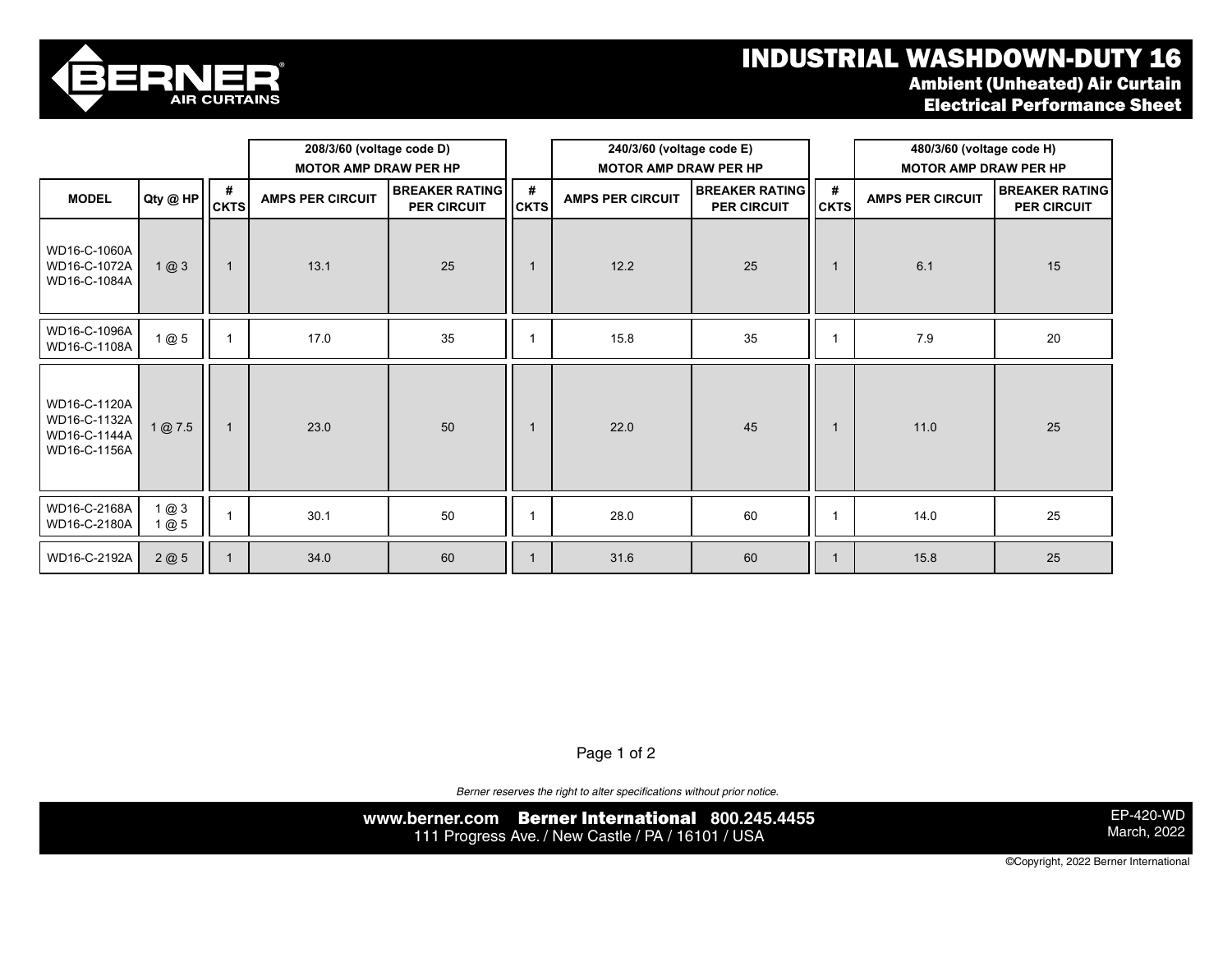# INDUSTRIAL WASHDOWN-DUTY 16

## Ambient (Unheated) Air Curtain
## Electrical Performance Sheet

| | | 208/3/60 (voltage code D) MOTOR AMP DRAW PER HP | | | 240/3/60 (voltage code E) MOTOR AMP DRAW PER HP | | | 480/3/60 (voltage code H) MOTOR AMP DRAW PER HP | | |
|---|---|---|---|---|---|---|---|---|---|---|
| MODEL | Qty @ HP | # CKTS | AMPS PER CIRCUIT | BREAKER RATING PER CIRCUIT | # CKTS | AMPS PER CIRCUIT | BREAKER RATING PER CIRCUIT | # CKTS | AMPS PER CIRCUIT | BREAKER RATING PER CIRCUIT |
| WD16-C-1060A<br>WD16-C-1072A<br>WD16-C-1084A | 1 @ 3 | 1 | 13.1 | 25 | 1 | 12.2 | 25 | 1 | 6.1 | 15 |
| WD16-C-1096A<br>WD16-C-1108A | 1 @ 5 | 1 | 17.0 | 35 | 1 | 15.8 | 35 | 1 | 7.9 | 20 |
| WD16-C-1120A<br>WD16-C-1132A<br>WD16-C-1144A<br>WD16-C-1156A | 1 @ 7.5 | 1 | 23.0 | 50 | 1 | 22.0 | 45 | 1 | 11.0 | 25 |
| WD16-C-2168A<br>WD16-C-2180A | 1 @ 3<br>1 @ 5 | 1 | 30.1 | 50 | 1 | 28.0 | 60 | 1 | 14.0 | 25 |
| WD16-C-2192A | 2 @ 5 | 1 | 34.0 | 60 | 1 | 31.6 | 60 | 1 | 15.8 | 25 |

*Berner reserves the right to alter specifications without prior notice.*

www.berner.com **Berner International** 800.245.4455
111 Progress Ave. / New Castle / PA / 16101 / USA

EP-420-WD
March, 2022

©Copyright, 2022 Berner International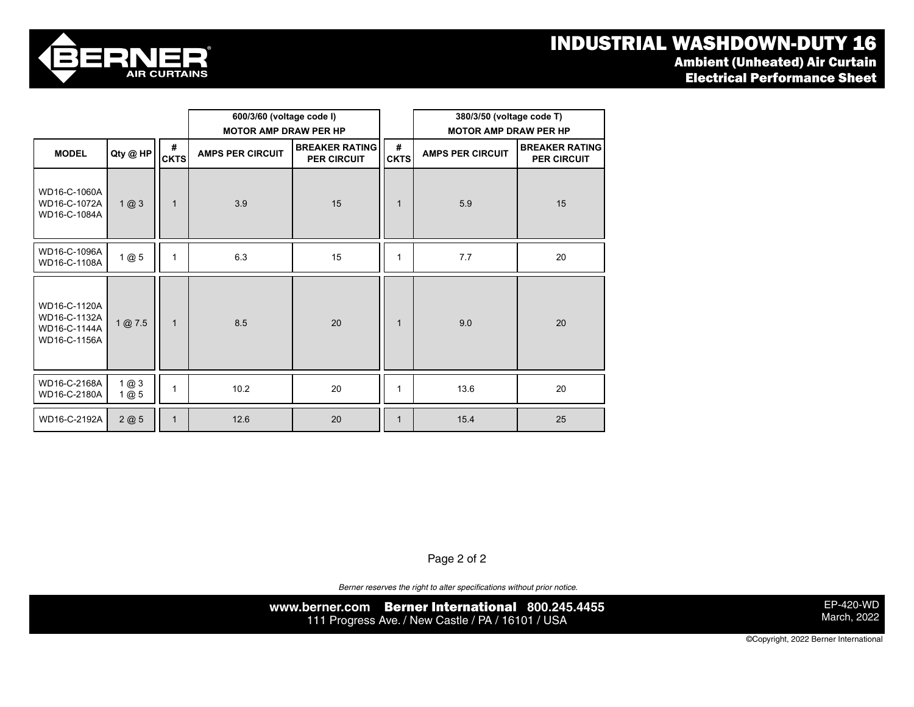# INDUSTRIAL WASHDOWN-DUTY 16

## Ambient (Unheated) Air Curtain

## Electrical Performance Sheet

| | | | 600/3/60 (voltage code I) MOTOR AMP DRAW PER HP | | | 380/3/50 (voltage code T) MOTOR AMP DRAW PER HP | |
|---|---|---|---|---|---|---|---|
| MODEL | Qty @ HP | # CKTS | AMPS PER CIRCUIT | BREAKER RATING PER CIRCUIT | # CKTS | AMPS PER CIRCUIT | BREAKER RATING PER CIRCUIT |
| WD16-C-1060A WD16-C-1072A WD16-C-1084A | 1 @ 3 | 1 | 3.9 | 15 | 1 | 5.9 | 15 |
| WD16-C-1096A WD16-C-1108A | 1 @ 5 | 1 | 6.3 | 15 | 1 | 7.7 | 20 |
| WD16-C-1120A WD16-C-1132A WD16-C-1144A WD16-C-1156A | 1 @ 7.5 | 1 | 8.5 | 20 | 1 | 9.0 | 20 |
| WD16-C-2168A WD16-C-2180A | 1 @ 3 1 @ 5 | 1 | 10.2 | 20 | 1 | 13.6 | 20 |
| WD16-C-2192A | 2 @ 5 | 1 | 12.6 | 20 | 1 | 15.4 | 25 |

*Berner reserves the right to alter specifications without prior notice.*

www.berner.com **Berner International** 800.245.4455
111 Progress Ave. / New Castle / PA / 16101 / USA

EP-420-WD
March, 2022

©Copyright, 2022 Berner International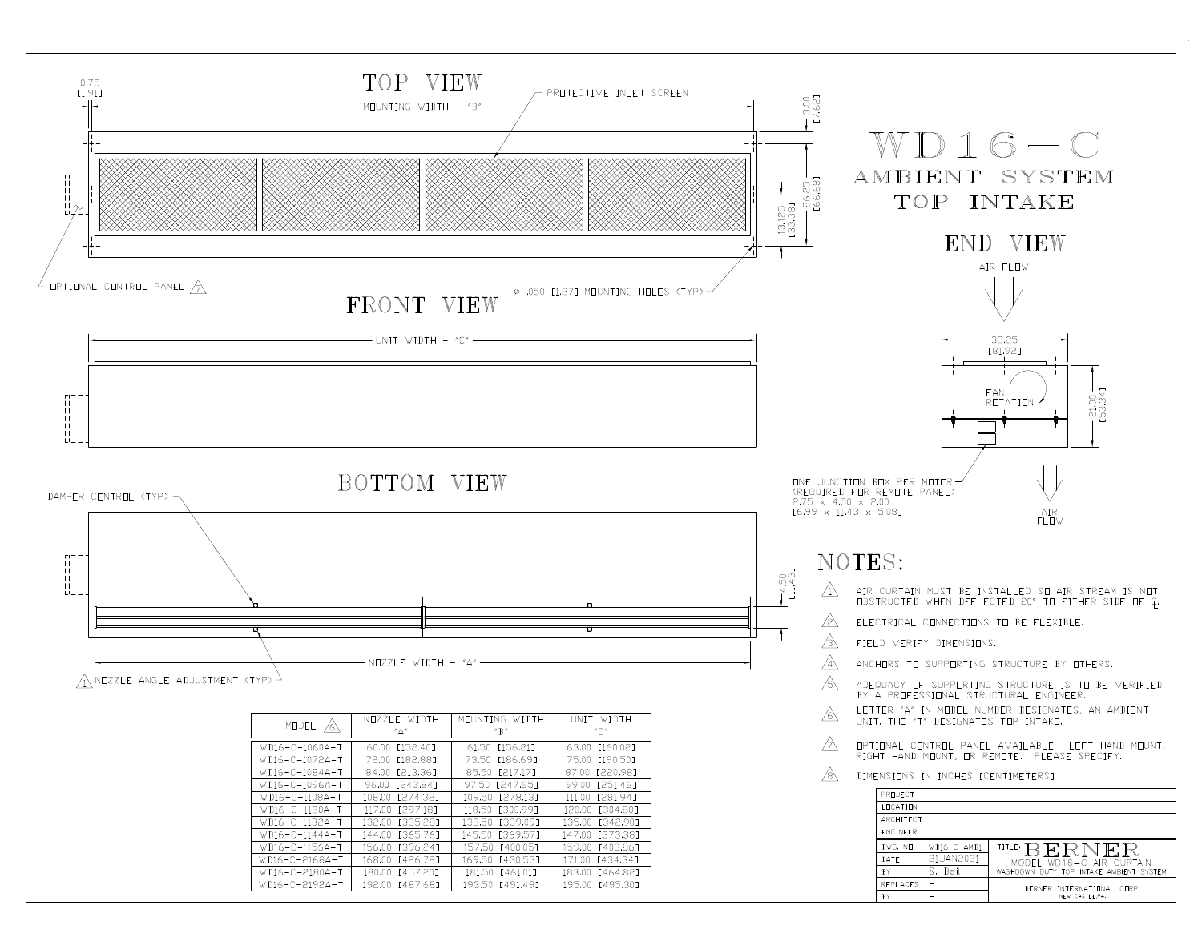# WD16-C

## AMBIENT SYSTEM TOP INTAKE

### TOP VIEW

0.75 [1.91]

MOUNTING WIDTH - "B"

PROTECTIVE INLET SCREEN

3.00 [7.62]

26.25 [66.68]

13.125 [33.38]

OPTIONAL CONTROL PANEL 7

Ø .050 [1.27] MOUNTING HOLES (TYP)

### FRONT VIEW

UNIT WIDTH - "C"

### END VIEW

AIR FLOW

32.25 [81.92]

FAN ROTATION

21.00 [53.34]

ONE JUNCTION BOX PER MOTOR (REQUIRED FOR REMOTE PANEL) 2.75 x 4.50 x 2.00 [6.99 x 11.43 x 5.08]

AIR FLOW

### BOTTOM VIEW

DAMPER CONTROL (TYP)

4.50 [11.43]

NOZZLE WIDTH - "A"

1 NOZZLE ANGLE ADJUSTMENT (TYP)

| MODEL 6 | NOZZLE WIDTH "A" | MOUNTING WIDTH "B" | UNIT WIDTH "C" |
|---|---|---|---|
| WD16-C-1060A-T | 60.00 [152.40] | 61.50 [156.21] | 63.00 [160.02] |
| WD16-C-1072A-T | 72.00 [182.88] | 73.50 [186.69] | 75.00 [190.50] |
| WD16-C-1084A-T | 84.00 [213.36] | 85.50 [217.17] | 87.00 [220.98] |
| WD16-C-1096A-T | 96.00 [243.84] | 97.50 [247.65] | 99.00 [251.46] |
| WD16-C-1108A-T | 108.00 [274.32] | 109.50 [278.13] | 111.00 [281.94] |
| WD16-C-1120A-T | 117.00 [297.18] | 118.50 [300.99] | 120.00 [304.80] |
| WD16-C-1132A-T | 132.00 [335.28] | 133.50 [339.09] | 135.00 [342.90] |
| WD16-C-1144A-T | 144.00 [365.76] | 145.50 [369.57] | 147.00 [373.38] |
| WD16-C-1156A-T | 156.00 [396.24] | 157.50 [400.05] | 159.00 [403.86] |
| WD16-C-2168A-T | 168.00 [426.72] | 169.50 [430.53] | 171.00 [434.34] |
| WD16-C-2180A-T | 180.00 [457.20] | 181.50 [461.01] | 183.00 [464.82] |
| WD16-C-2192A-T | 192.00 [487.68] | 193.50 [491.49] | 195.00 [495.30] |

## NOTES:

1. AIR CURTAIN MUST BE INSTALLED SO AIR STREAM IS NOT OBSTRUCTED WHEN DEFLECTED 20° TO EITHER SIDE OF ℄.
2. ELECTRICAL CONNECTIONS TO BE FLEXIBLE.
3. FIELD VERIFY DIMENSIONS.
4. ANCHORS TO SUPPORTING STRUCTURE BY OTHERS.
5. ADEQUACY OF SUPPORTING STRUCTURE IS TO BE VERIFIED BY A PROFESSIONAL STRUCTURAL ENGINEER.
6. LETTER "A" IN MODEL NUMBER DESIGNATES, AN AMBIENT UNIT. THE "T" DESIGNATES TOP INTAKE.
7. OPTIONAL CONTROL PANEL AVAILABLE: LEFT HAND MOUNT, RIGHT HAND MOUNT, OR REMOTE. PLEASE SPECIFY.
8. DIMENSIONS IN INCHES [CENTIMETERS].

| PROJECT | |
|---|---|
| LOCATION | |
| ARCHITECT | |
| ENGINEER | |

| DWG. NO. | WD16-C-AMB1 | TITLE: BERNER MODEL WD16-C AIR CURTAIN WASHDOWN DUTY TOP INTAKE AMBIENT SYSTEM |
|---|---|---|
| DATE | 21JAN2021 | |
| BY | S. Beil | |
| REPLACES | - | BERNER INTERNATIONAL CORP. NEW CASTLE, PA. |
| BY | - | |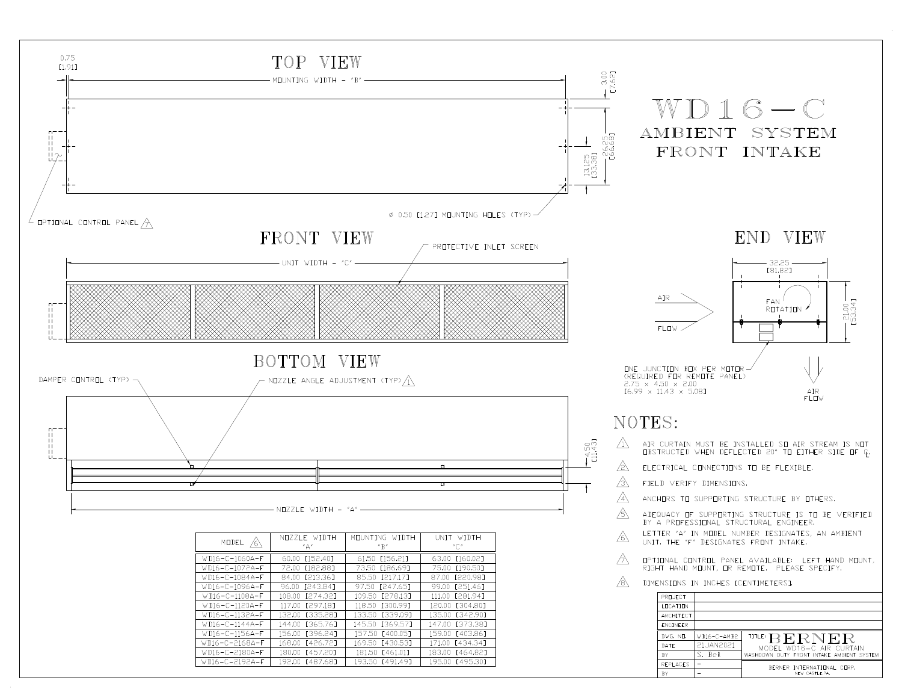# WD16-C

## AMBIENT SYSTEM FRONT INTAKE

### TOP VIEW

0.75 [1.91]

MOUNTING WIDTH - "B"

3.00 [7.62]

26.25 [66.68]

13.125 [33.38]

OPTIONAL CONTROL PANEL 7

Ø 0.50 [1.27] MOUNTING HOLES (TYP)

### FRONT VIEW

UNIT WIDTH - "C"

PROTECTIVE INLET SCREEN

### END VIEW

32.25 [81.82]

AIR FLOW

FAN ROTATION

21.00 [53.34]

ONE JUNCTION BOX PER MOTOR (REQUIRED FOR REMOTE PANEL) 2.75 x 4.50 x 2.00 [6.99 x 11.43 x 5.08]

AIR FLOW

### BOTTOM VIEW

DAMPER CONTROL (TYP)

NOZZLE ANGLE ADJUSTMENT (TYP) 1

4.50 [11.43]

NOZZLE WIDTH - "A"

| MODEL 6 | NOZZLE WIDTH "A" | MOUNTING WIDTH "B" | UNIT WIDTH "C" |
|---|---|---|---|
| WD16-C-1060A-F | 60.00 [152.40] | 61.50 [156.21] | 63.00 [160.02] |
| WD16-C-1072A-F | 72.00 [182.88] | 73.50 [186.69] | 75.00 [190.50] |
| WD16-C-1084A-F | 84.00 [213.36] | 85.50 [217.17] | 87.00 [220.98] |
| WD16-C-1096A-F | 96.00 [243.84] | 97.50 [247.65] | 99.00 [251.46] |
| WD16-C-1108A-F | 108.00 [274.32] | 109.50 [278.13] | 111.00 [281.94] |
| WD16-C-1120A-F | 117.00 [297.18] | 118.50 [300.99] | 120.00 [304.80] |
| WD16-C-1132A-F | 132.00 [335.28] | 133.50 [339.09] | 135.00 [342.90] |
| WD16-C-1144A-F | 144.00 [365.76] | 145.50 [369.57] | 147.00 [373.38] |
| WD16-C-1156A-F | 156.00 [396.24] | 157.50 [400.05] | 159.00 [403.86] |
| WD16-C-2168A-F | 168.00 [426.72] | 169.50 [430.53] | 171.00 [434.34] |
| WD16-C-2180A-F | 180.00 [457.20] | 181.50 [461.01] | 183.00 [464.82] |
| WD16-C-2192A-F | 192.00 [487.68] | 193.50 [491.49] | 195.00 [495.30] |

## NOTES:

1. AIR CURTAIN MUST BE INSTALLED SO AIR STREAM IS NOT OBSTRUCTED WHEN DEFLECTED 20° TO EITHER SIDE OF ℄.
2. ELECTRICAL CONNECTIONS TO BE FLEXIBLE.
3. FIELD VERIFY DIMENSIONS.
4. ANCHORS TO SUPPORTING STRUCTURE BY OTHERS.
5. ADEQUACY OF SUPPORTING STRUCTURE IS TO BE VERIFIED BY A PROFESSIONAL STRUCTURAL ENGINEER.
6. LETTER "A" IN MODEL NUMBER DESIGNATES, AN AMBIENT UNIT. THE "F" DESIGNATES FRONT INTAKE.
7. OPTIONAL CONTROL PANEL AVAILABLE: LEFT HAND MOUNT, RIGHT HAND MOUNT, OR REMOTE. PLEASE SPECIFY.
8. DIMENSIONS IN INCHES [CENTIMETERS].

| | | | |
|---|---|---|---|
| PROJECT | | | |
| LOCATION | | | |
| ARCHITECT | | | |
| ENGINEER | | | |
| DWG. NO. | WD16-C-AMB2 | TITLE: BERNER | |
| DATE | 21JAN2021 | MODEL WD16-C AIR CURTAIN | |
| BY | S. Beil | WASHDOWN DUTY FRONT INTAKE AMBIENT SYSTEM | |
| REPLACES | - | BERNER INTERNATIONAL CORP. NEW CASTLE, PA. | |
| BY | - | | |